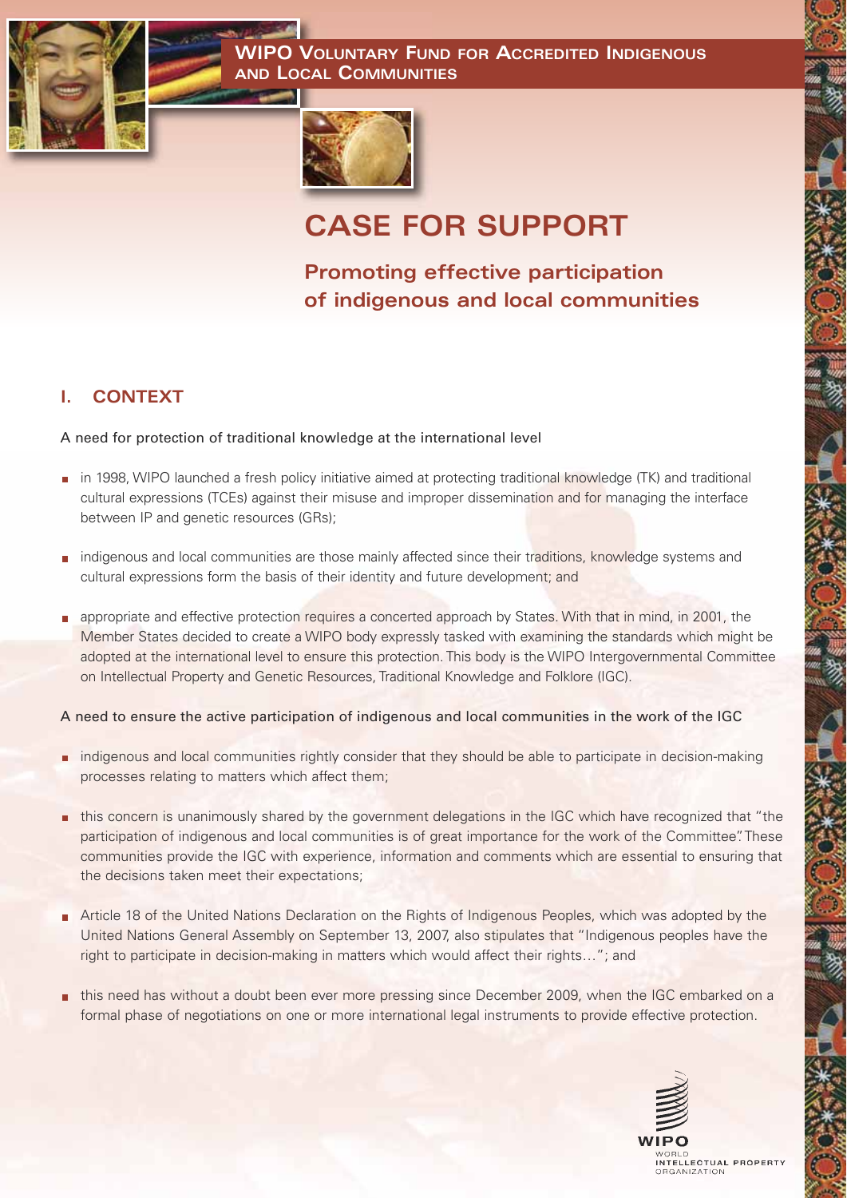**WIPO Voluntary Fund for Accredited Indigenous and Local Communities**

# CASE FOR SUPPORT

## Promoting effective participation of indigenous and local communities

## I. CONTEXT

A need for protection of traditional knowledge at the international level

- in 1998, WIPO launched a fresh policy initiative aimed at protecting traditional knowledge (TK) and traditional cultural expressions (TCEs) against their misuse and improper dissemination and for managing the interface between IP and genetic resources (GRs);
- indigenous and local communities are those mainly affected since their traditions, knowledge systems and cultural expressions form the basis of their identity and future development; and
- appropriate and effective protection requires a concerted approach by States. With that in mind, in 2001, the Member States decided to create a WIPO body expressly tasked with examining the standards which might be adopted at the international level to ensure this protection. This body is the WIPO Intergovernmental Committee on Intellectual Property and Genetic Resources, Traditional Knowledge and Folklore (IGC).

A need to ensure the active participation of indigenous and local communities in the work of the IGC

- indigenous and local communities rightly consider that they should be able to participate in decision-making processes relating to matters which affect them;
- this concern is unanimously shared by the government delegations in the IGC which have recognized that "the participation of indigenous and local communities is of great importance for the work of the Committee". These communities provide the IGC with experience, information and comments which are essential to ensuring that the decisions taken meet their expectations;
- Article 18 of the United Nations Declaration on the Rights of Indigenous Peoples, which was adopted by the United Nations General Assembly on September 13, 2007, also stipulates that "Indigenous peoples have the right to participate in decision-making in matters which would affect their rights…"; and
- this need has without a doubt been ever more pressing since December 2009, when the IGC embarked on a formal phase of negotiations on one or more international legal instruments to provide effective protection.

WIPO
WORLD INTELLECTUAL PROPERTY ORGANIZATION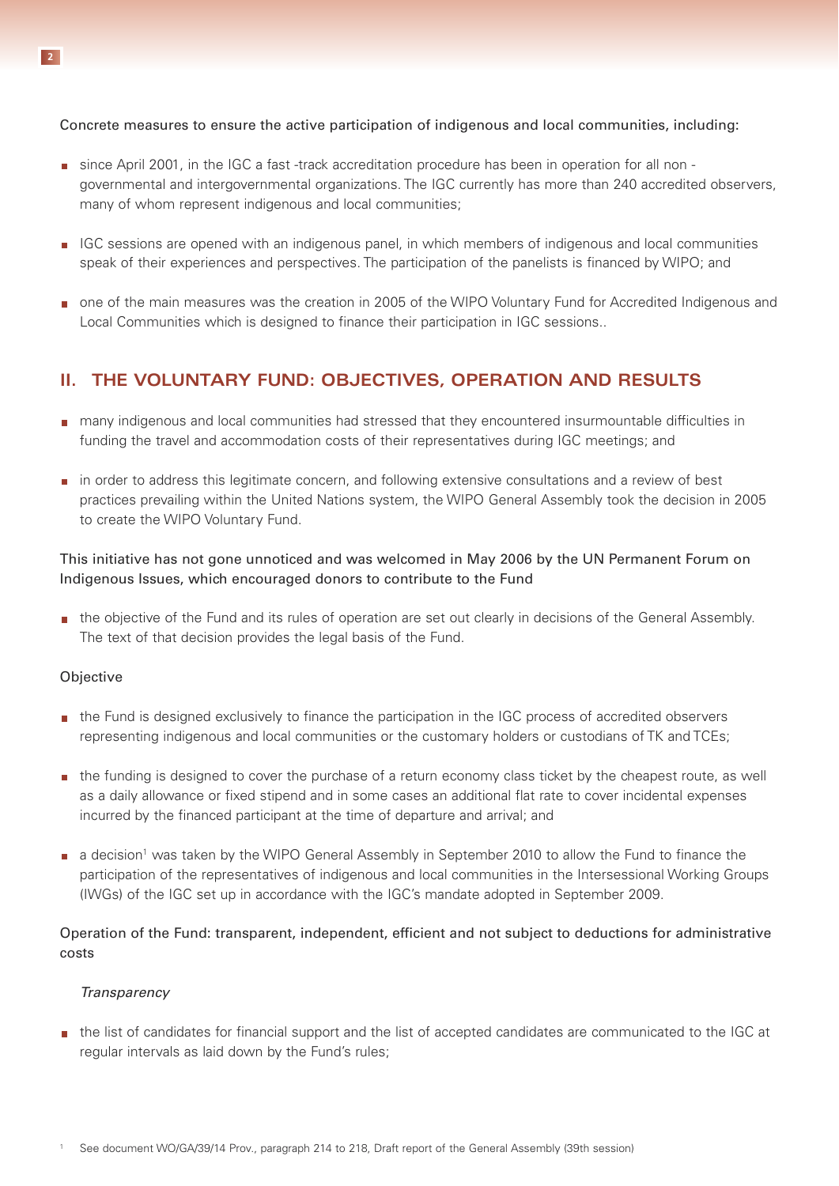Concrete measures to ensure the active participation of indigenous and local communities, including:

- since April 2001, in the IGC a fast -track accreditation procedure has been in operation for all non - governmental and intergovernmental organizations. The IGC currently has more than 240 accredited observers, many of whom represent indigenous and local communities;

- IGC sessions are opened with an indigenous panel, in which members of indigenous and local communities speak of their experiences and perspectives. The participation of the panelists is financed by WIPO; and

- one of the main measures was the creation in 2005 of the WIPO Voluntary Fund for Accredited Indigenous and Local Communities which is designed to finance their participation in IGC sessions..

## II. THE VOLUNTARY FUND: OBJECTIVES, OPERATION AND RESULTS

- many indigenous and local communities had stressed that they encountered insurmountable difficulties in funding the travel and accommodation costs of their representatives during IGC meetings; and

- in order to address this legitimate concern, and following extensive consultations and a review of best practices prevailing within the United Nations system, the WIPO General Assembly took the decision in 2005 to create the WIPO Voluntary Fund.

This initiative has not gone unnoticed and was welcomed in May 2006 by the UN Permanent Forum on Indigenous Issues, which encouraged donors to contribute to the Fund

- the objective of the Fund and its rules of operation are set out clearly in decisions of the General Assembly. The text of that decision provides the legal basis of the Fund.

Objective

- the Fund is designed exclusively to finance the participation in the IGC process of accredited observers representing indigenous and local communities or the customary holders or custodians of TK and TCEs;

- the funding is designed to cover the purchase of a return economy class ticket by the cheapest route, as well as a daily allowance or fixed stipend and in some cases an additional flat rate to cover incidental expenses incurred by the financed participant at the time of departure and arrival; and

- a decision[1] was taken by the WIPO General Assembly in September 2010 to allow the Fund to finance the participation of the representatives of indigenous and local communities in the Intersessional Working Groups (IWGs) of the IGC set up in accordance with the IGC's mandate adopted in September 2009.

Operation of the Fund: transparent, independent, efficient and not subject to deductions for administrative costs

*Transparency*

- the list of candidates for financial support and the list of accepted candidates are communicated to the IGC at regular intervals as laid down by the Fund's rules;

[1] See document WO/GA/39/14 Prov., paragraph 214 to 218, Draft report of the General Assembly (39th session)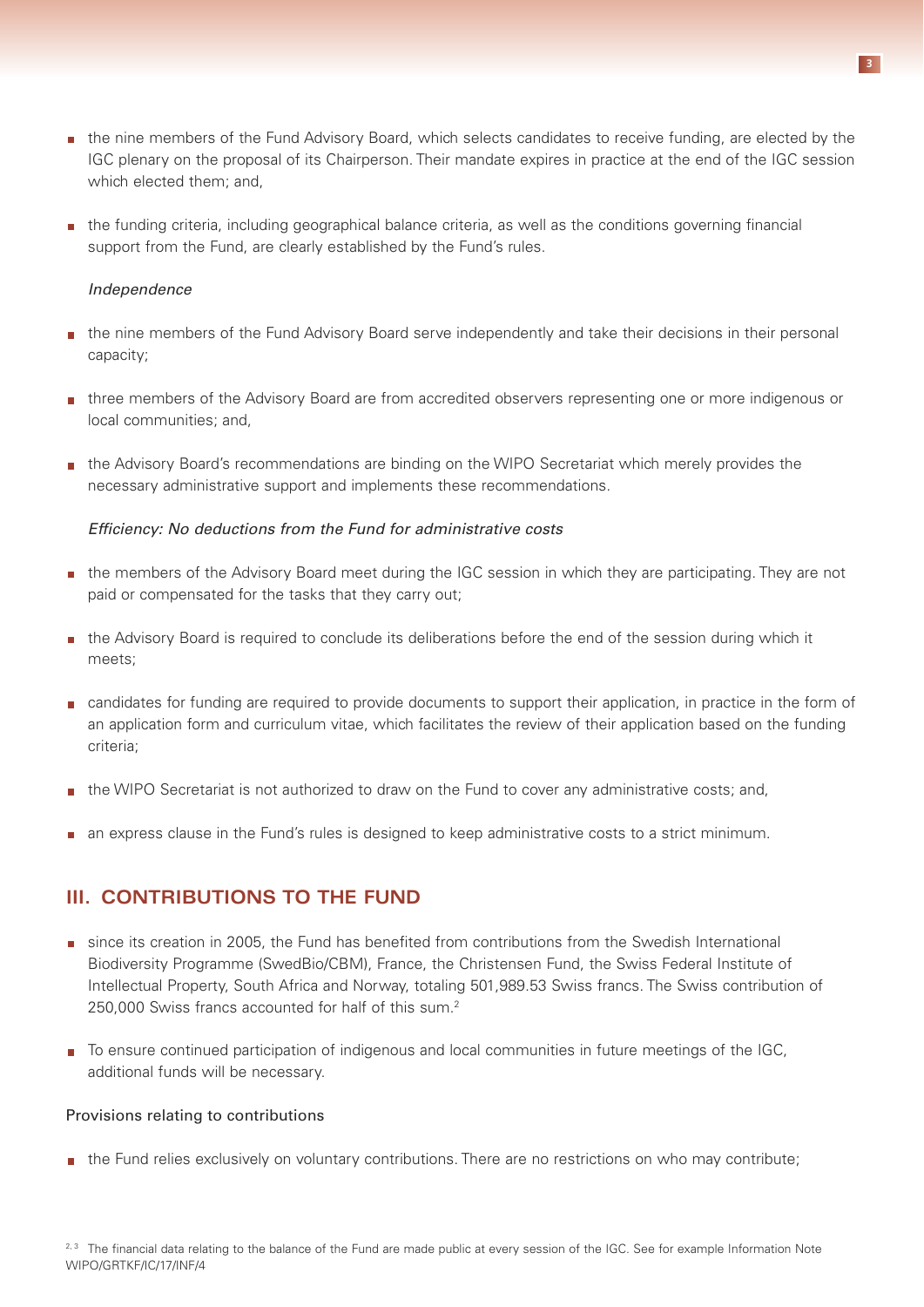- the nine members of the Fund Advisory Board, which selects candidates to receive funding, are elected by the IGC plenary on the proposal of its Chairperson. Their mandate expires in practice at the end of the IGC session which elected them; and,
- the funding criteria, including geographical balance criteria, as well as the conditions governing financial support from the Fund, are clearly established by the Fund's rules.

*Independence*

- the nine members of the Fund Advisory Board serve independently and take their decisions in their personal capacity;
- three members of the Advisory Board are from accredited observers representing one or more indigenous or local communities; and,
- the Advisory Board's recommendations are binding on the WIPO Secretariat which merely provides the necessary administrative support and implements these recommendations.

*Efficiency: No deductions from the Fund for administrative costs*

- the members of the Advisory Board meet during the IGC session in which they are participating. They are not paid or compensated for the tasks that they carry out;
- the Advisory Board is required to conclude its deliberations before the end of the session during which it meets;
- candidates for funding are required to provide documents to support their application, in practice in the form of an application form and curriculum vitae, which facilitates the review of their application based on the funding criteria;
- the WIPO Secretariat is not authorized to draw on the Fund to cover any administrative costs; and,
- an express clause in the Fund's rules is designed to keep administrative costs to a strict minimum.

## III. CONTRIBUTIONS TO THE FUND

- since its creation in 2005, the Fund has benefited from contributions from the Swedish International Biodiversity Programme (SwedBio/CBM), France, the Christensen Fund, the Swiss Federal Institute of Intellectual Property, South Africa and Norway, totaling 501,989.53 Swiss francs. The Swiss contribution of 250,000 Swiss francs accounted for half of this sum.[2]
- To ensure continued participation of indigenous and local communities in future meetings of the IGC, additional funds will be necessary.

Provisions relating to contributions

- the Fund relies exclusively on voluntary contributions. There are no restrictions on who may contribute;

[2, 3] The financial data relating to the balance of the Fund are made public at every session of the IGC. See for example Information Note WIPO/GRTKF/IC/17/INF/4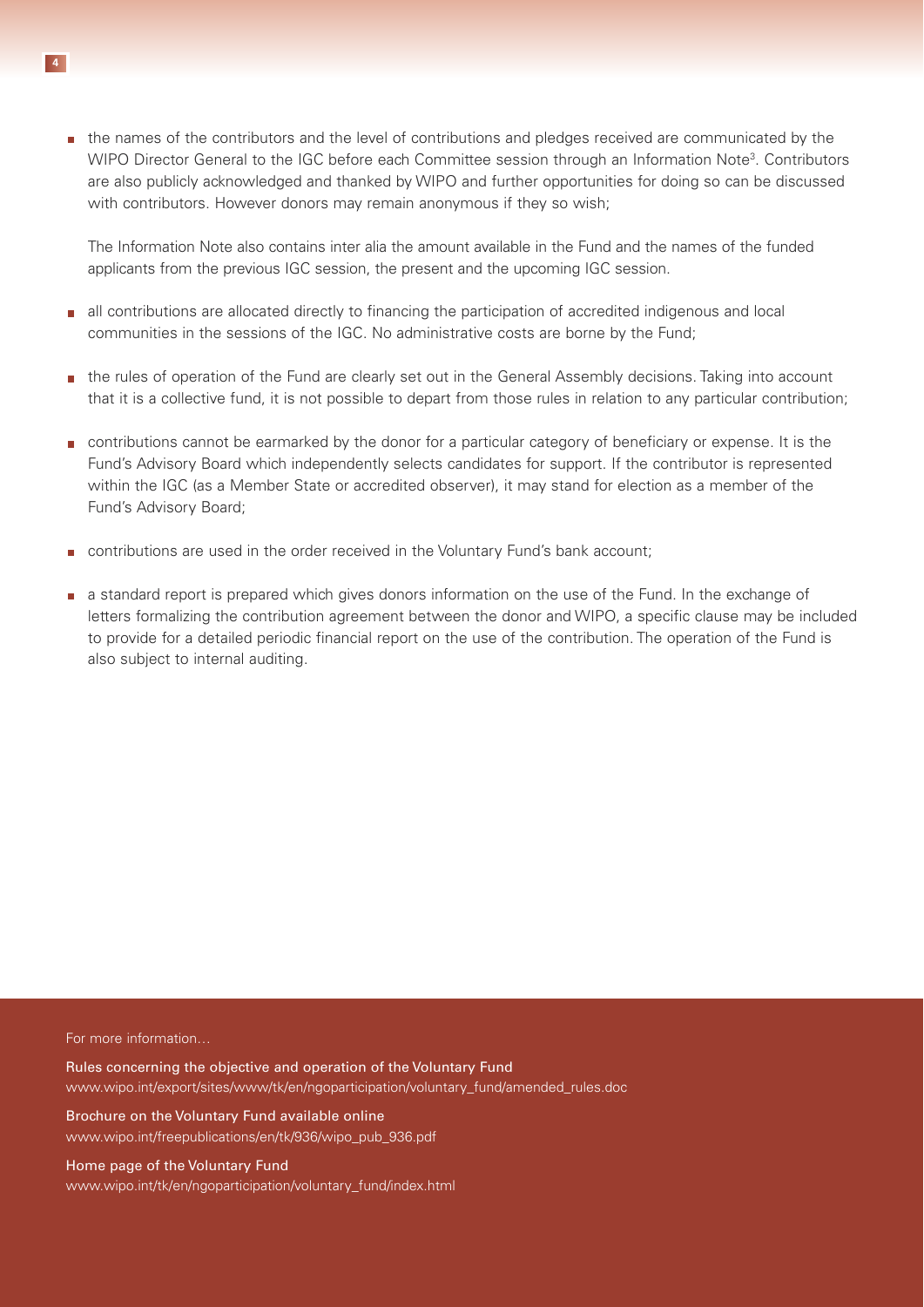- the names of the contributors and the level of contributions and pledges received are communicated by the WIPO Director General to the IGC before each Committee session through an Information Note[3]. Contributors are also publicly acknowledged and thanked by WIPO and further opportunities for doing so can be discussed with contributors. However donors may remain anonymous if they so wish;

  The Information Note also contains inter alia the amount available in the Fund and the names of the funded applicants from the previous IGC session, the present and the upcoming IGC session.

- all contributions are allocated directly to financing the participation of accredited indigenous and local communities in the sessions of the IGC. No administrative costs are borne by the Fund;

- the rules of operation of the Fund are clearly set out in the General Assembly decisions. Taking into account that it is a collective fund, it is not possible to depart from those rules in relation to any particular contribution;

- contributions cannot be earmarked by the donor for a particular category of beneficiary or expense. It is the Fund's Advisory Board which independently selects candidates for support. If the contributor is represented within the IGC (as a Member State or accredited observer), it may stand for election as a member of the Fund's Advisory Board;

- contributions are used in the order received in the Voluntary Fund's bank account;

- a standard report is prepared which gives donors information on the use of the Fund. In the exchange of letters formalizing the contribution agreement between the donor and WIPO, a specific clause may be included to provide for a detailed periodic financial report on the use of the contribution. The operation of the Fund is also subject to internal auditing.

For more information…

Rules concerning the objective and operation of the Voluntary Fund
www.wipo.int/export/sites/www/tk/en/ngoparticipation/voluntary_fund/amended_rules.doc

Brochure on the Voluntary Fund available online
www.wipo.int/freepublications/en/tk/936/wipo_pub_936.pdf

Home page of the Voluntary Fund
www.wipo.int/tk/en/ngoparticipation/voluntary_fund/index.html